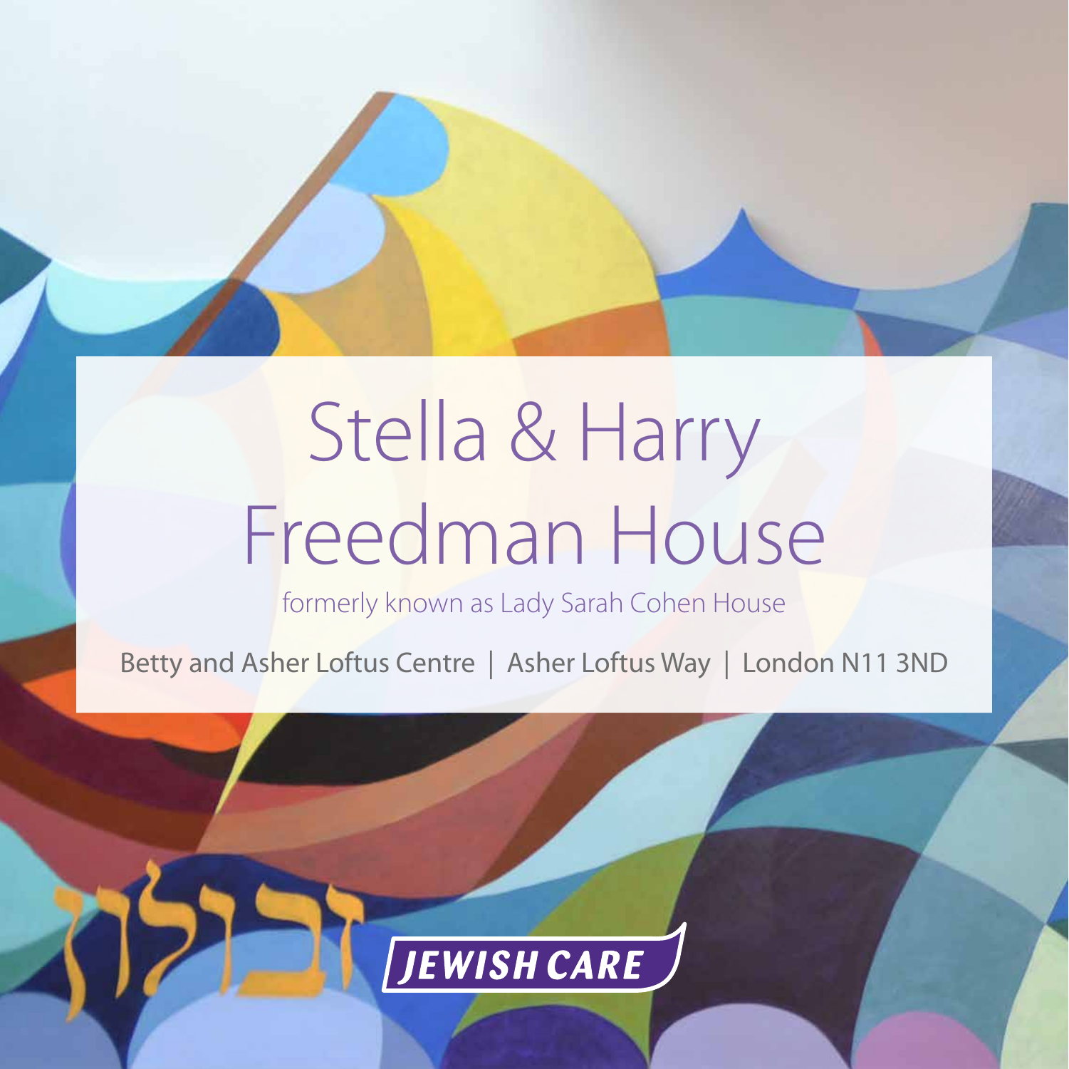# Stella & Harry Freedman House

formerly known as Lady Sarah Cohen House

Betty and Asher Loftus Centre | Asher Loftus Way | London N11 3ND

זבולון

JEWISH CARE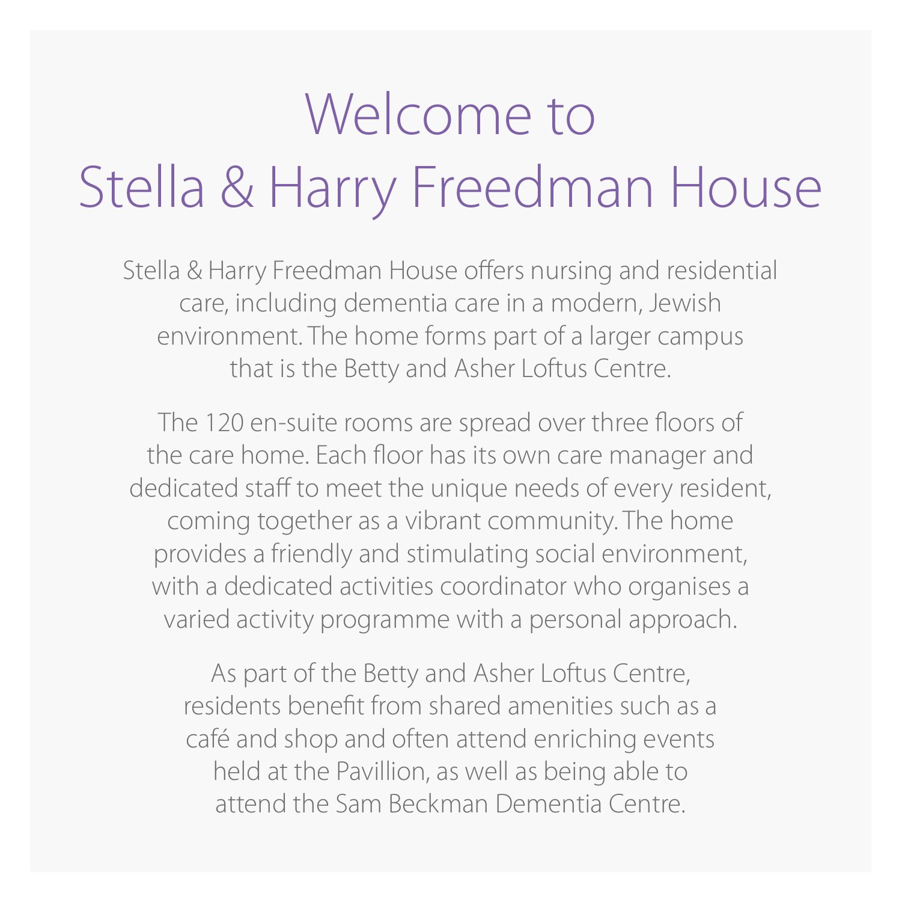# Welcome to Stella & Harry Freedman House

Stella & Harry Freedman House offers nursing and residential care, including dementia care in a modern, Jewish environment. The home forms part of a larger campus that is the Betty and Asher Loftus Centre.

The 120 en-suite rooms are spread over three floors of the care home. Each floor has its own care manager and dedicated staff to meet the unique needs of every resident, coming together as a vibrant community. The home provides a friendly and stimulating social environment, with a dedicated activities coordinator who organises a varied activity programme with a personal approach.

As part of the Betty and Asher Loftus Centre, residents benefit from shared amenities such as a café and shop and often attend enriching events held at the Pavillion, as well as being able to attend the Sam Beckman Dementia Centre.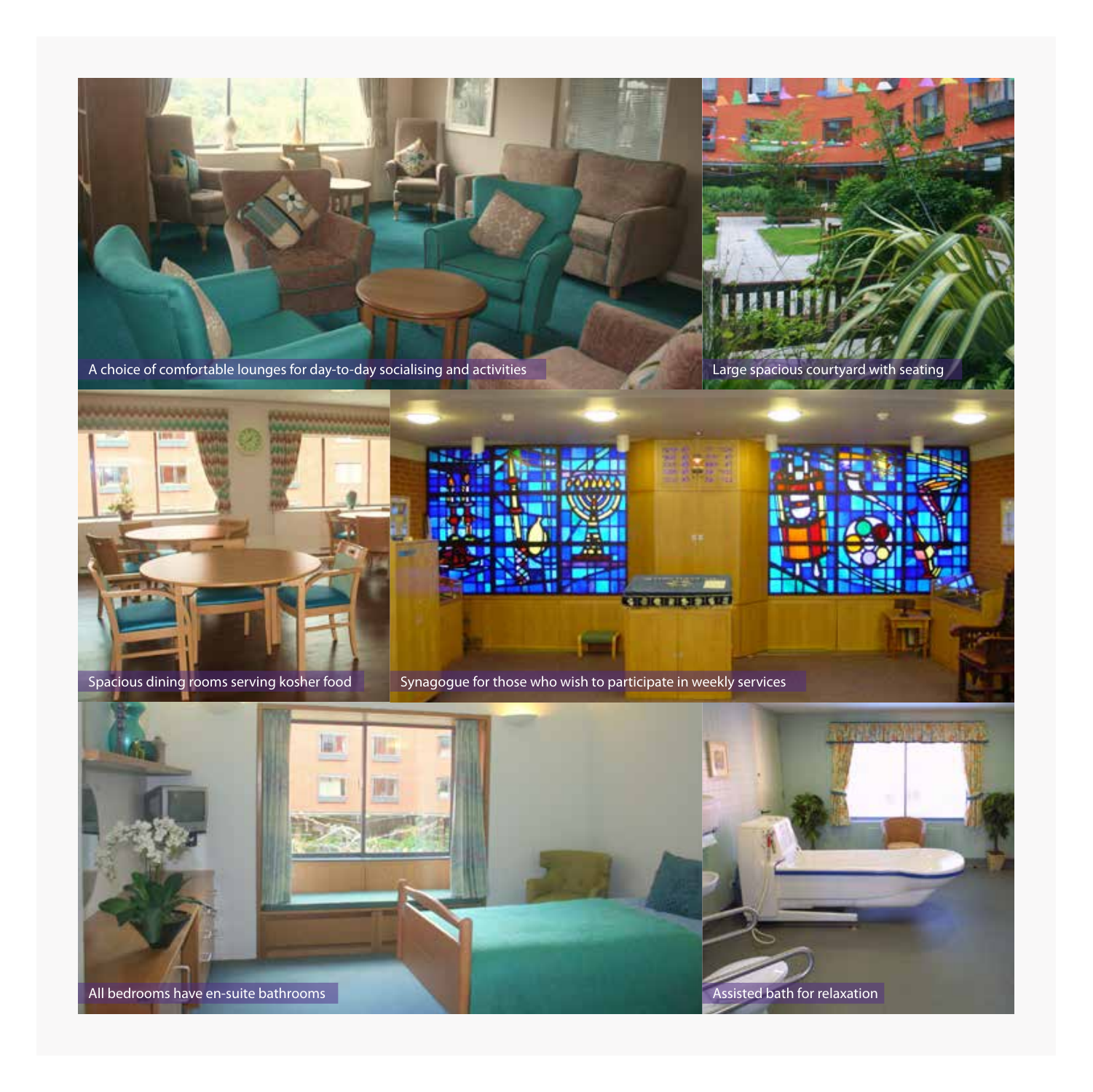A choice of comfortable lounges for day-to-day socialising and activities

Large spacious courtyard with seating

Spacious dining rooms serving kosher food

Synagogue for those who wish to participate in weekly services

All bedrooms have en-suite bathrooms

Assisted bath for relaxation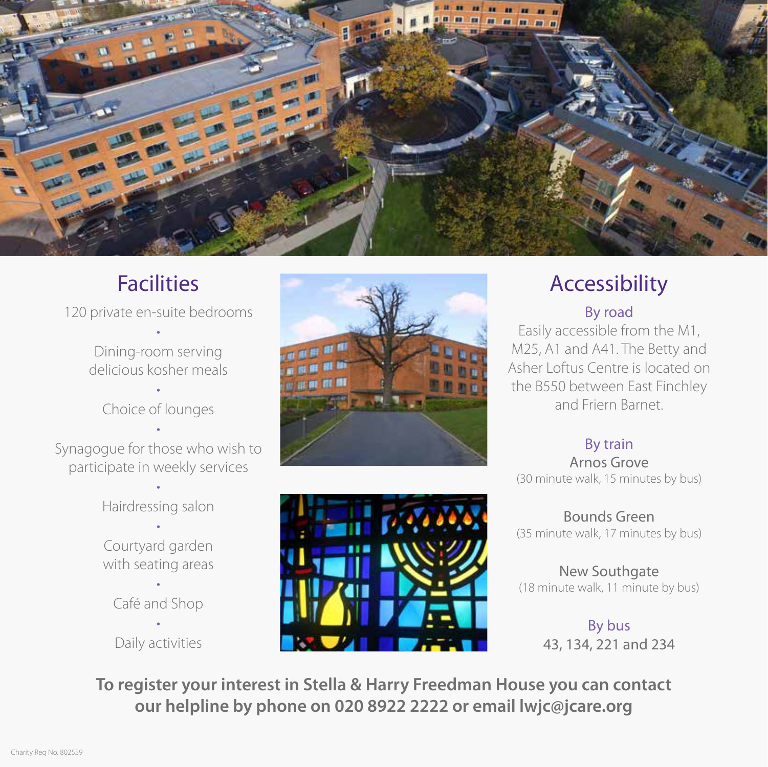## Facilities

120 private en-suite bedrooms

•

Dining-room serving delicious kosher meals

•

Choice of lounges

•

Synagogue for those who wish to participate in weekly services

•

Hairdressing salon

•

Courtyard garden with seating areas

•

Café and Shop

•

Daily activities

## Accessibility

### By road

Easily accessible from the M1, M25, A1 and A41. The Betty and Asher Loftus Centre is located on the B550 between East Finchley and Friern Barnet.

### By train

Arnos Grove
(30 minute walk, 15 minutes by bus)

Bounds Green
(35 minute walk, 17 minutes by bus)

New Southgate
(18 minute walk, 11 minute by bus)

### By bus

43, 134, 221 and 234

**To register your interest in Stella & Harry Freedman House you can contact our helpline by phone on 020 8922 2222 or email lwjc@jcare.org**

Charity Reg No. 802559